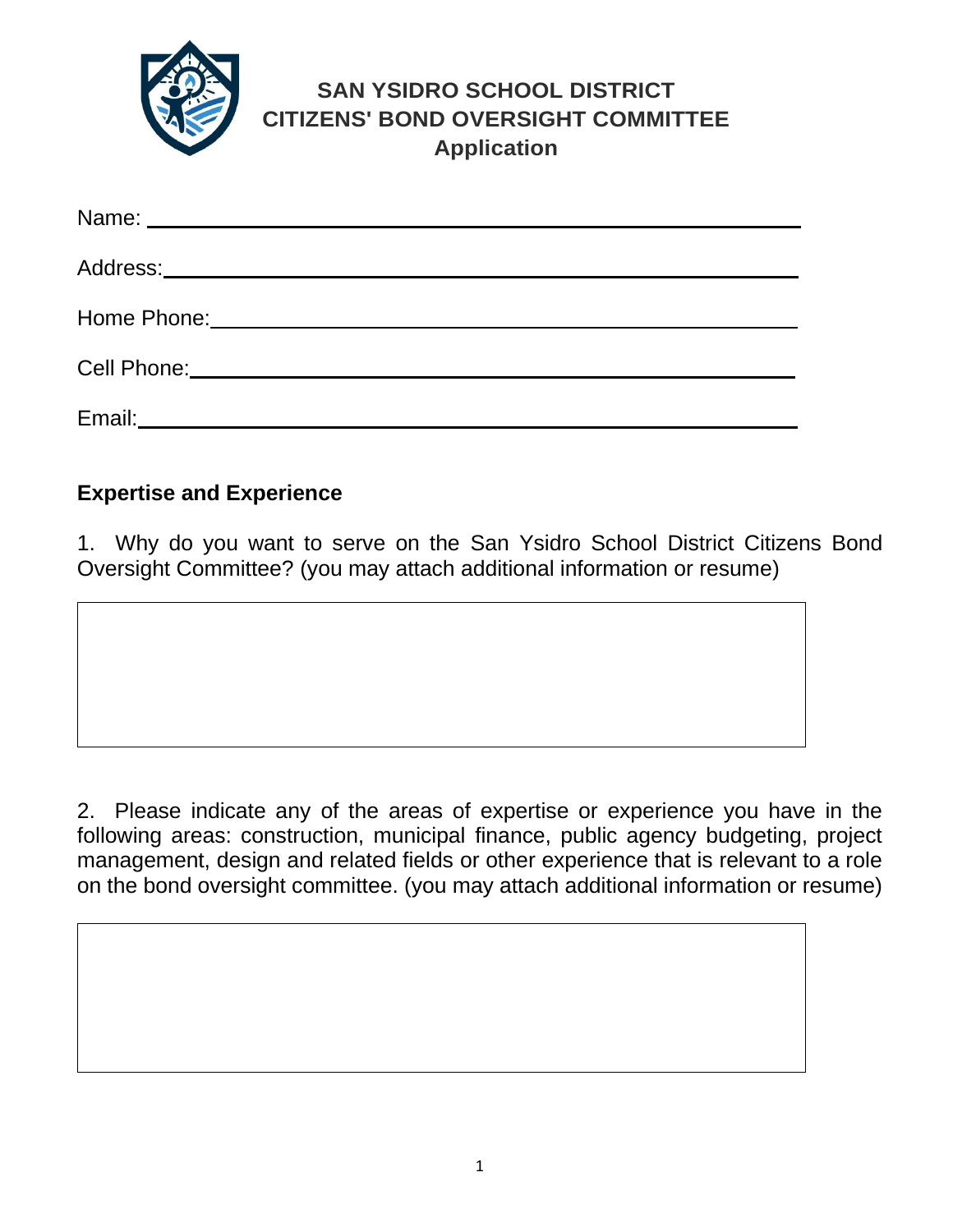# SAN YSIDRO SCHOOL DISTRICT
# CITIZENS' BOND OVERSIGHT COMMITTEE
## Application

Name: ______________________________________________

Address: ____________________________________________

Home Phone: _________________________________________

Cell Phone: __________________________________________

Email: ______________________________________________

## Expertise and Experience

1. Why do you want to serve on the San Ysidro School District Citizens Bond Oversight Committee? (you may attach additional information or resume)

2. Please indicate any of the areas of expertise or experience you have in the following areas: construction, municipal finance, public agency budgeting, project management, design and related fields or other experience that is relevant to a role on the bond oversight committee. (you may attach additional information or resume)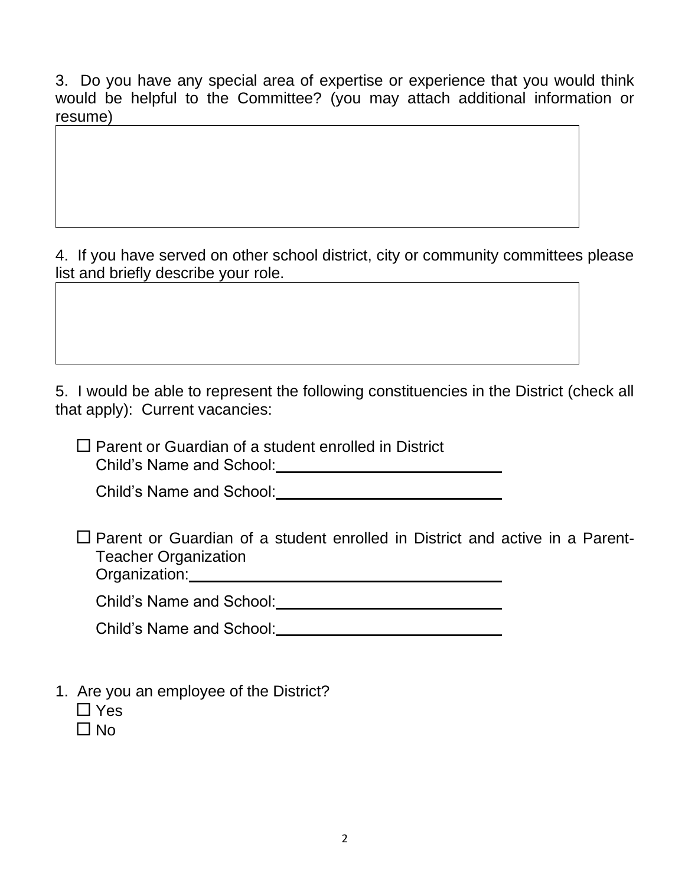3. Do you have any special area of expertise or experience that you would think would be helpful to the Committee? (you may attach additional information or resume)

4. If you have served on other school district, city or community committees please list and briefly describe your role.

5. I would be able to represent the following constituencies in the District (check all that apply): Current vacancies:

- ☐ Parent or Guardian of a student enrolled in District
  Child's Name and School:\_\_\_\_\_\_\_\_\_\_\_\_\_\_\_\_\_\_\_\_\_\_\_\_\_\_\_\_

  Child's Name and School:\_\_\_\_\_\_\_\_\_\_\_\_\_\_\_\_\_\_\_\_\_\_\_\_\_\_\_\_

- ☐ Parent or Guardian of a student enrolled in District and active in a Parent-Teacher Organization
  Organization:\_\_\_\_\_\_\_\_\_\_\_\_\_\_\_\_\_\_\_\_\_\_\_\_\_\_\_\_\_\_\_\_\_\_\_\_\_\_\_

  Child's Name and School:\_\_\_\_\_\_\_\_\_\_\_\_\_\_\_\_\_\_\_\_\_\_\_\_\_\_\_\_

  Child's Name and School:\_\_\_\_\_\_\_\_\_\_\_\_\_\_\_\_\_\_\_\_\_\_\_\_\_\_\_\_

1. Are you an employee of the District?
   - ☐ Yes
   - ☐ No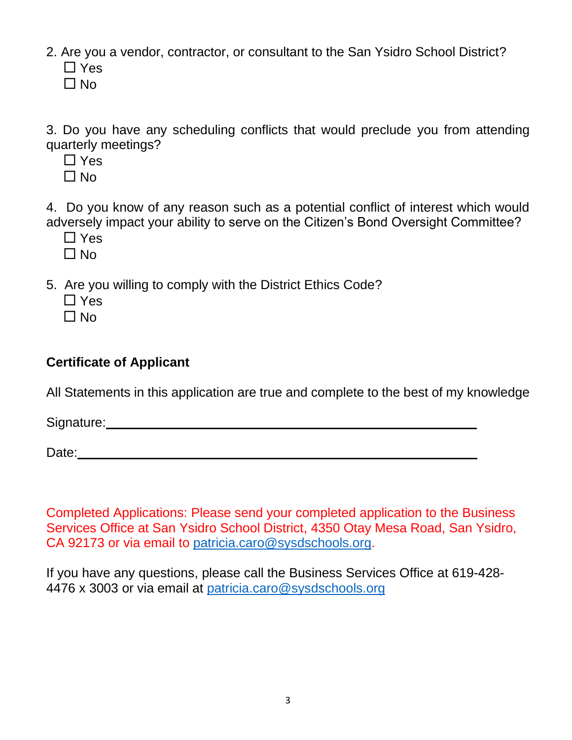2. Are you a vendor, contractor, or consultant to the San Ysidro School District?
- ☐ Yes
- ☐ No

3. Do you have any scheduling conflicts that would preclude you from attending quarterly meetings?
- ☐ Yes
- ☐ No

4. Do you know of any reason such as a potential conflict of interest which would adversely impact your ability to serve on the Citizen's Bond Oversight Committee?
- ☐ Yes
- ☐ No

5. Are you willing to comply with the District Ethics Code?
- ☐ Yes
- ☐ No

**Certificate of Applicant**

All Statements in this application are true and complete to the best of my knowledge

Signature:______________________________________________

Date:_________________________________________________

Completed Applications: Please send your completed application to the Business Services Office at San Ysidro School District, 4350 Otay Mesa Road, San Ysidro, CA 92173 or via email to patricia.caro@sysdschools.org.

If you have any questions, please call the Business Services Office at 619-428-4476 x 3003 or via email at patricia.caro@sysdschools.org